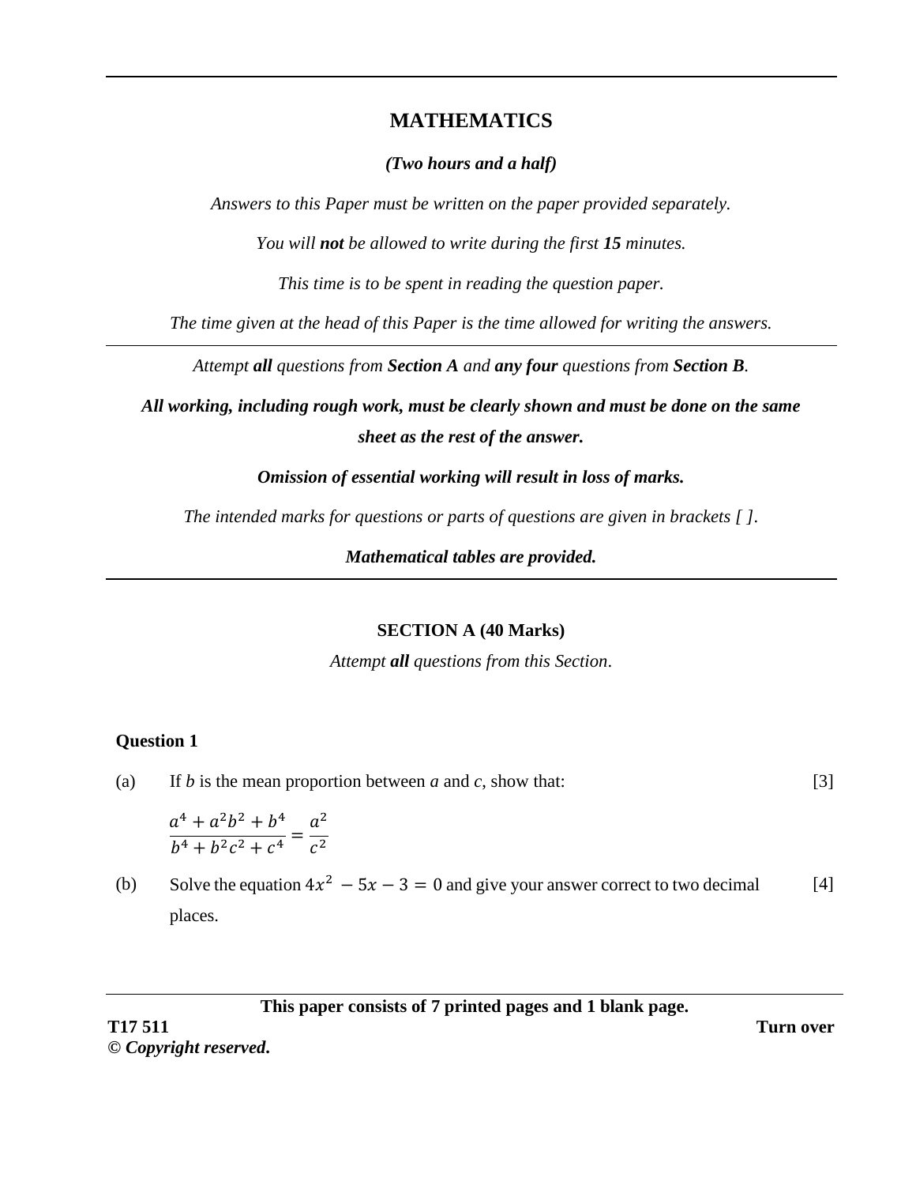# MATHEMATICS

***(Two hours and a half)***

*Answers to this Paper must be written on the paper provided separately.*

*You will **not** be allowed to write during the first **15** minutes.*

*This time is to be spent in reading the question paper.*

*The time given at the head of this Paper is the time allowed for writing the answers.*

---

*Attempt **all** questions from **Section A** and **any four** questions from **Section B**.*

***All working, including rough work, must be clearly shown and must be done on the same sheet as the rest of the answer.***

***Omission of essential working will result in loss of marks.***

*The intended marks for questions or parts of questions are given in brackets [ ].*

***Mathematical tables are provided.***

---

## SECTION A (40 Marks)

*Attempt **all** questions from this Section.*

### Question 1

(a) If $b$ is the mean proportion between $a$ and $c$, show that: [3]

$$\frac{a^4 + a^2b^2 + b^4}{b^4 + b^2c^2 + c^4} = \frac{a^2}{c^2}$$

(b) Solve the equation $4x^2 - 5x - 3 = 0$ and give your answer correct to two decimal places. [4]

**This paper consists of 7 printed pages and 1 blank page.**

**T17 511** **Turn over**

***© Copyright reserved.***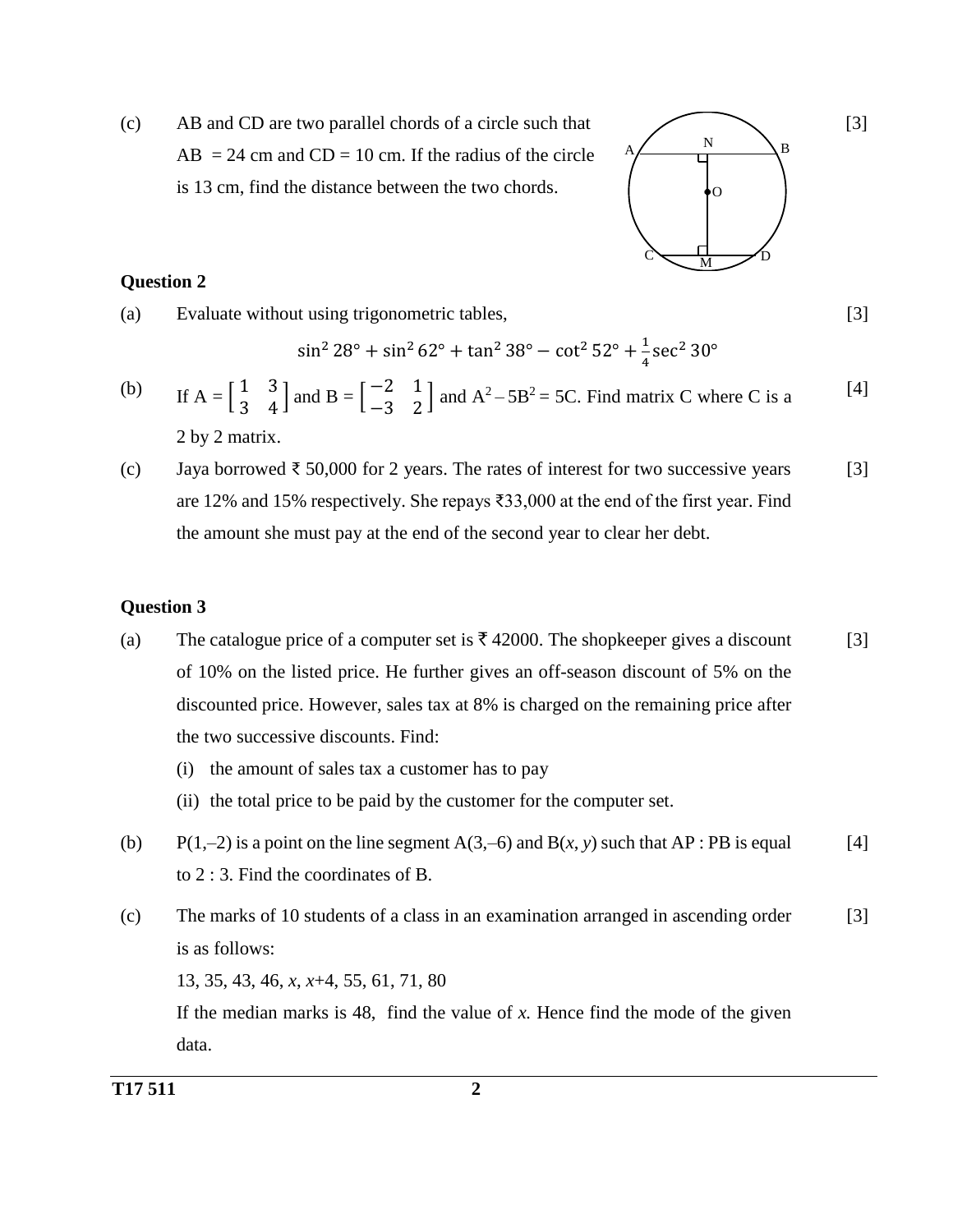(c) AB and CD are two parallel chords of a circle such that AB = 24 cm and CD = 10 cm. If the radius of the circle is 13 cm, find the distance between the two chords. [3]

### Question 2

(a) Evaluate without using trigonometric tables, [3]

$$\sin^2 28° + \sin^2 62° + \tan^2 38° - \cot^2 52° + \frac{1}{4}\sec^2 30°$$

(b) If A = $\begin{bmatrix} 1 & 3 \\ 3 & 4 \end{bmatrix}$ and B = $\begin{bmatrix} -2 & 1 \\ -3 & 2 \end{bmatrix}$ and $A^2 - 5B^2 = 5C$. Find matrix C where C is a 2 by 2 matrix. [4]

(c) Jaya borrowed ₹ 50,000 for 2 years. The rates of interest for two successive years are 12% and 15% respectively. She repays ₹33,000 at the end of the first year. Find the amount she must pay at the end of the second year to clear her debt. [3]

### Question 3

(a) The catalogue price of a computer set is ₹ 42000. The shopkeeper gives a discount of 10% on the listed price. He further gives an off-season discount of 5% on the discounted price. However, sales tax at 8% is charged on the remaining price after the two successive discounts. Find: [3]

(i) the amount of sales tax a customer has to pay

(ii) the total price to be paid by the customer for the computer set.

(b) P(1,–2) is a point on the line segment A(3,–6) and B($x$, $y$) such that AP : PB is equal to 2 : 3. Find the coordinates of B. [4]

(c) The marks of 10 students of a class in an examination arranged in ascending order is as follows: [3]

13, 35, 43, 46, $x$, $x$+4, 55, 61, 71, 80

If the median marks is 48, find the value of $x$. Hence find the mode of the given data.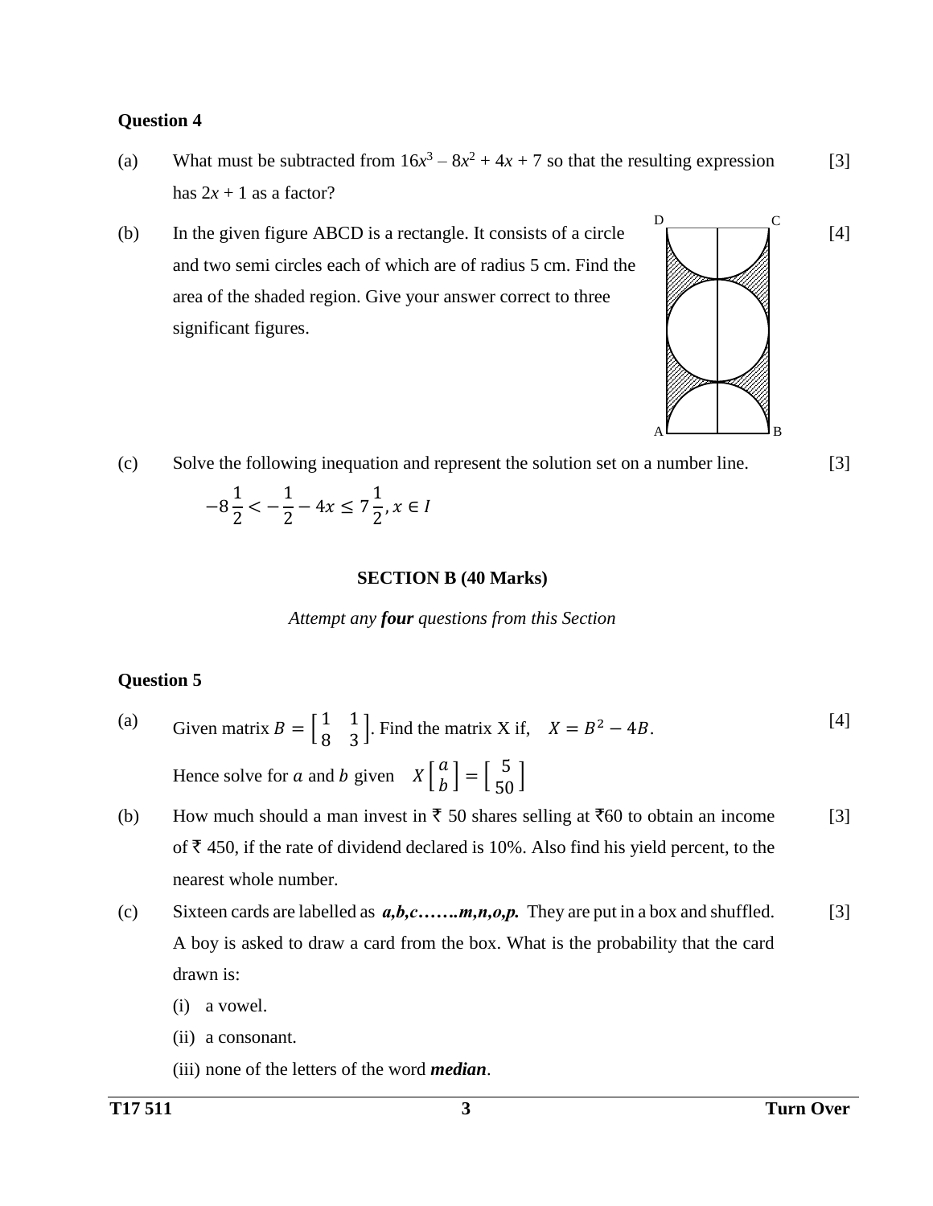### Question 4

(a) What must be subtracted from $16x^3 - 8x^2 + 4x + 7$ so that the resulting expression has $2x + 1$ as a factor? [3]

(b) In the given figure ABCD is a rectangle. It consists of a circle and two semi circles each of which are of radius 5 cm. Find the area of the shaded region. Give your answer correct to three significant figures. [4]

(c) Solve the following inequation and represent the solution set on a number line. [3]

$$-8\frac{1}{2} < -\frac{1}{2} - 4x \leq 7\frac{1}{2}, x \in I$$

## SECTION B (40 Marks)

*Attempt any **four** questions from this Section*

### Question 5

(a) Given matrix $B = \begin{bmatrix} 1 & 1 \\ 8 & 3 \end{bmatrix}$. Find the matrix X if, $X = B^2 - 4B$. [4]

Hence solve for $a$ and $b$ given $X\begin{bmatrix} a \\ b \end{bmatrix} = \begin{bmatrix} 5 \\ 50 \end{bmatrix}$

(b) How much should a man invest in ₹ 50 shares selling at ₹60 to obtain an income of ₹ 450, if the rate of dividend declared is 10%. Also find his yield percent, to the nearest whole number. [3]

(c) Sixteen cards are labelled as ***a,b,c…….m,n,o,p.*** They are put in a box and shuffled. A boy is asked to draw a card from the box. What is the probability that the card drawn is: [3]

(i) a vowel.

(ii) a consonant.

(iii) none of the letters of the word ***median***.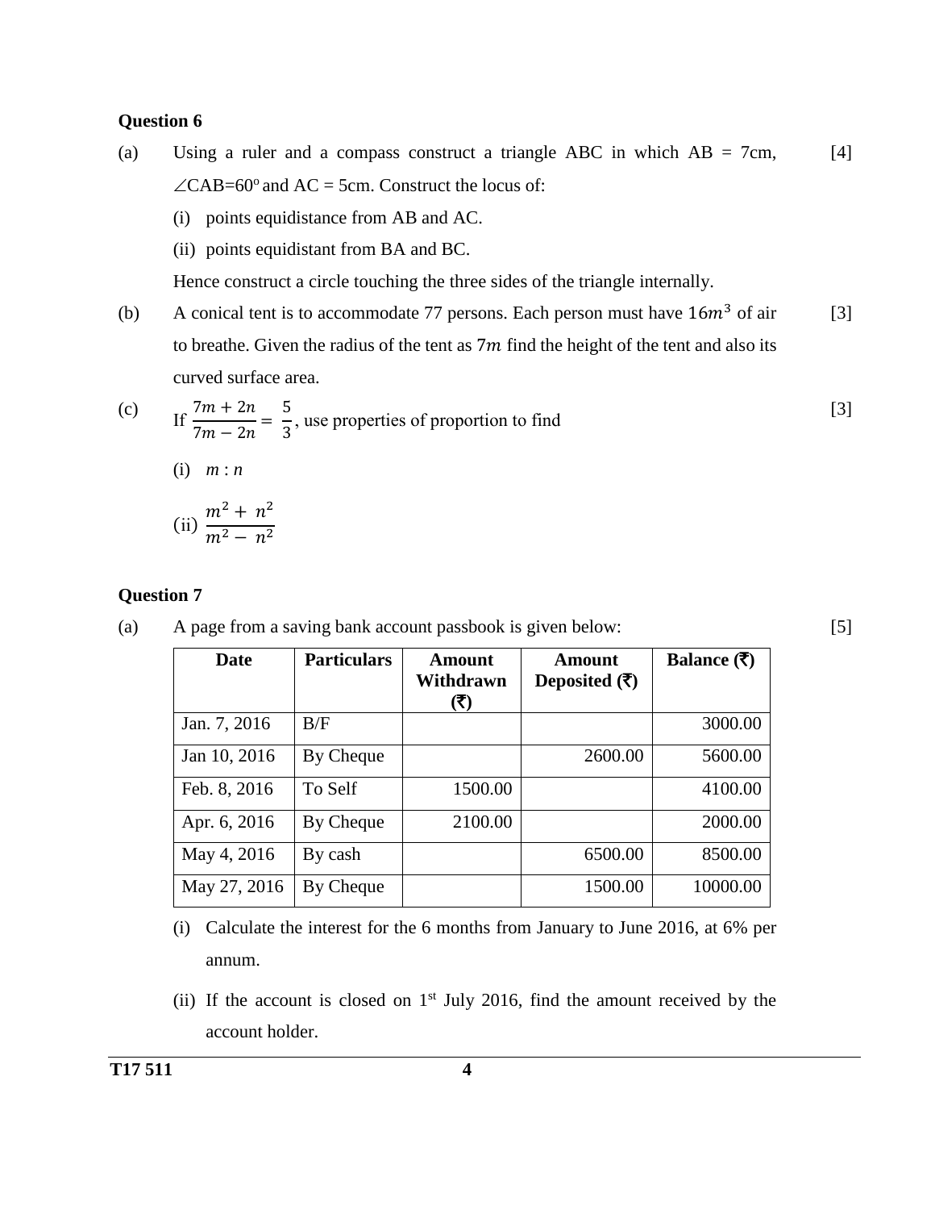**Question 6**

(a) Using a ruler and a compass construct a triangle ABC in which AB = 7cm, $\angle CAB = 60^o$ and AC = 5cm. Construct the locus of: [4]

(i) points equidistance from AB and AC.

(ii) points equidistant from BA and BC.

Hence construct a circle touching the three sides of the triangle internally.

(b) A conical tent is to accommodate 77 persons. Each person must have $16m^3$ of air to breathe. Given the radius of the tent as $7m$ find the height of the tent and also its curved surface area. [3]

(c) If $\frac{7m + 2n}{7m - 2n} = \frac{5}{3}$, use properties of proportion to find [3]

(i) $m : n$

(ii) $\frac{m^2 + n^2}{m^2 - n^2}$

**Question 7**

(a) A page from a saving bank account passbook is given below: [5]

| Date | Particulars | Amount Withdrawn (₹) | Amount Deposited (₹) | Balance (₹) |
|---|---|---|---|---|
| Jan. 7, 2016 | B/F | | | 3000.00 |
| Jan 10, 2016 | By Cheque | | 2600.00 | 5600.00 |
| Feb. 8, 2016 | To Self | 1500.00 | | 4100.00 |
| Apr. 6, 2016 | By Cheque | 2100.00 | | 2000.00 |
| May 4, 2016 | By cash | | 6500.00 | 8500.00 |
| May 27, 2016 | By Cheque | | 1500.00 | 10000.00 |

(i) Calculate the interest for the 6 months from January to June 2016, at 6% per annum.

(ii) If the account is closed on 1st July 2016, find the amount received by the account holder.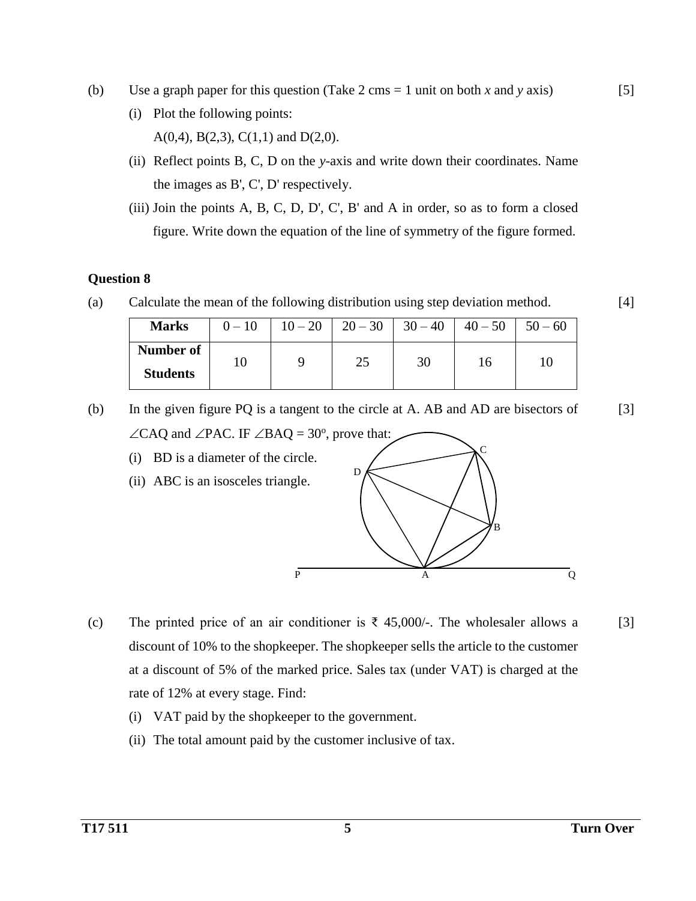(b) Use a graph paper for this question (Take 2 cms = 1 unit on both $x$ and $y$ axis) [5]

(i) Plot the following points:

A(0,4), B(2,3), C(1,1) and D(2,0).

(ii) Reflect points B, C, D on the $y$-axis and write down their coordinates. Name the images as B', C', D' respectively.

(iii) Join the points A, B, C, D, D', C', B' and A in order, so as to form a closed figure. Write down the equation of the line of symmetry of the figure formed.

**Question 8**

(a) Calculate the mean of the following distribution using step deviation method. [4]

| **Marks** | 0 – 10 | 10 – 20 | 20 – 30 | 30 – 40 | 40 – 50 | 50 – 60 |
|---|---|---|---|---|---|---|
| **Number of Students** | 10 | 9 | 25 | 30 | 16 | 10 |

(b) In the given figure PQ is a tangent to the circle at A. AB and AD are bisectors of $\angle CAQ$ and $\angle PAC$. IF $\angle BAQ = 30^o$, prove that: [3]

(i) BD is a diameter of the circle.

(ii) ABC is an isosceles triangle.

(c) The printed price of an air conditioner is ₹ 45,000/-. The wholesaler allows a discount of 10% to the shopkeeper. The shopkeeper sells the article to the customer at a discount of 5% of the marked price. Sales tax (under VAT) is charged at the rate of 12% at every stage. Find: [3]

(i) VAT paid by the shopkeeper to the government.

(ii) The total amount paid by the customer inclusive of tax.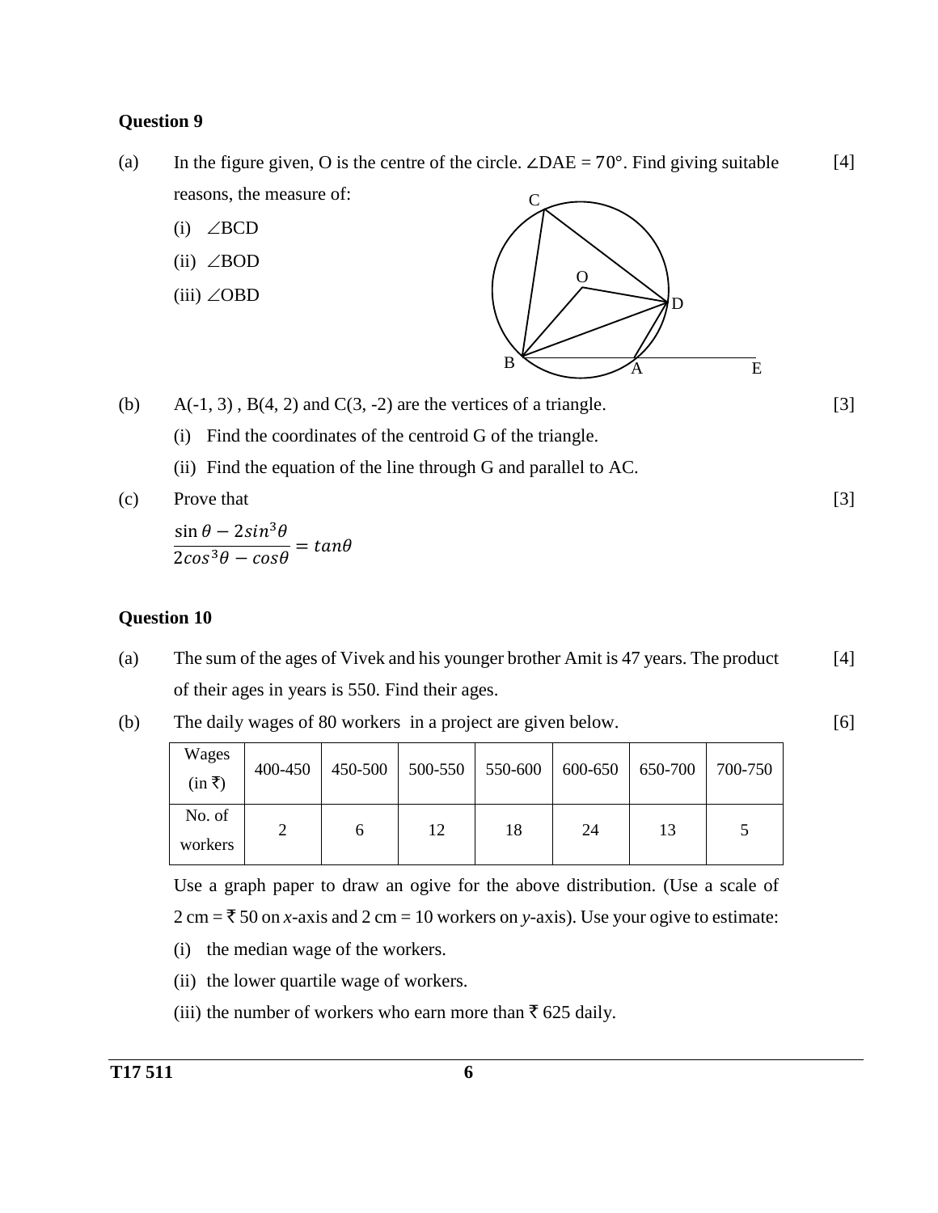**Question 9**

(a) In the figure given, O is the centre of the circle. $\angle DAE = 70°$. Find giving suitable reasons, the measure of: [4]

(i) $\angle BCD$

(ii) $\angle BOD$

(iii) $\angle OBD$

(b) A(-1, 3) , B(4, 2) and C(3, -2) are the vertices of a triangle. [3]

(i) Find the coordinates of the centroid G of the triangle.

(ii) Find the equation of the line through G and parallel to AC.

(c) Prove that [3]

$$\frac{\sin\theta - 2\sin^3\theta}{2\cos^3\theta - \cos\theta} = \tan\theta$$

**Question 10**

(a) The sum of the ages of Vivek and his younger brother Amit is 47 years. The product of their ages in years is 550. Find their ages. [4]

(b) The daily wages of 80 workers in a project are given below. [6]

| Wages (in ₹) | 400-450 | 450-500 | 500-550 | 550-600 | 600-650 | 650-700 | 700-750 |
|---|---|---|---|---|---|---|---|
| No. of workers | 2 | 6 | 12 | 18 | 24 | 13 | 5 |

Use a graph paper to draw an ogive for the above distribution. (Use a scale of 2 cm = ₹ 50 on *x*-axis and 2 cm = 10 workers on *y*-axis). Use your ogive to estimate:

(i) the median wage of the workers.

(ii) the lower quartile wage of workers.

(iii) the number of workers who earn more than ₹ 625 daily.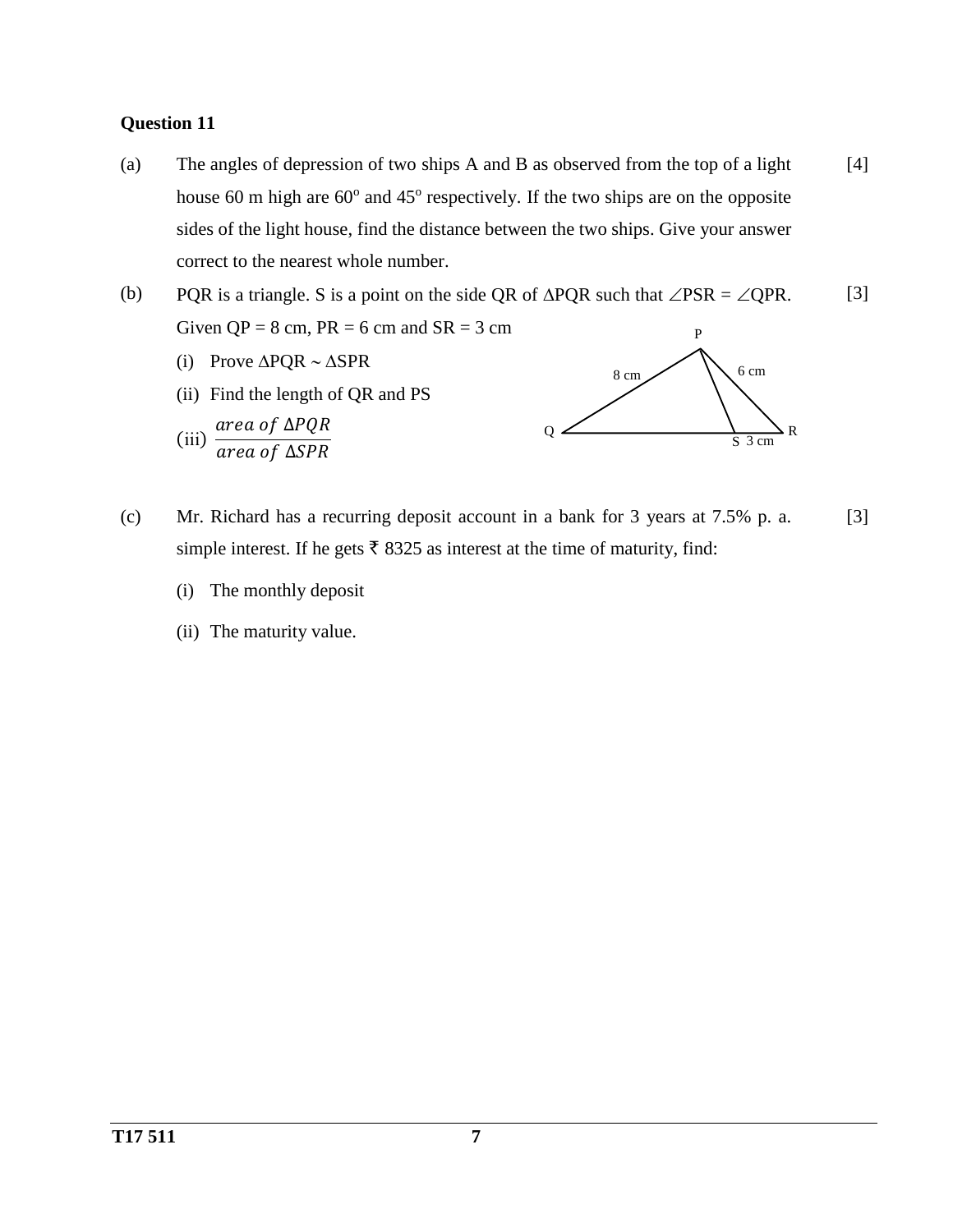**Question 11**

(a) The angles of depression of two ships A and B as observed from the top of a light house 60 m high are 60° and 45° respectively. If the two ships are on the opposite sides of the light house, find the distance between the two ships. Give your answer correct to the nearest whole number. [4]

(b) PQR is a triangle. S is a point on the side QR of $\Delta PQR$ such that $\angle PSR = \angle QPR$. Given QP = 8 cm, PR = 6 cm and SR = 3 cm [3]

(i) Prove $\Delta PQR \sim \Delta SPR$

(ii) Find the length of QR and PS

(iii) $\frac{area\ of\ \Delta PQR}{area\ of\ \Delta SPR}$

P

8 cm

6 cm

Q

S 3 cm

R

(c) Mr. Richard has a recurring deposit account in a bank for 3 years at 7.5% p. a. simple interest. If he gets ₹ 8325 as interest at the time of maturity, find: [3]

(i) The monthly deposit

(ii) The maturity value.